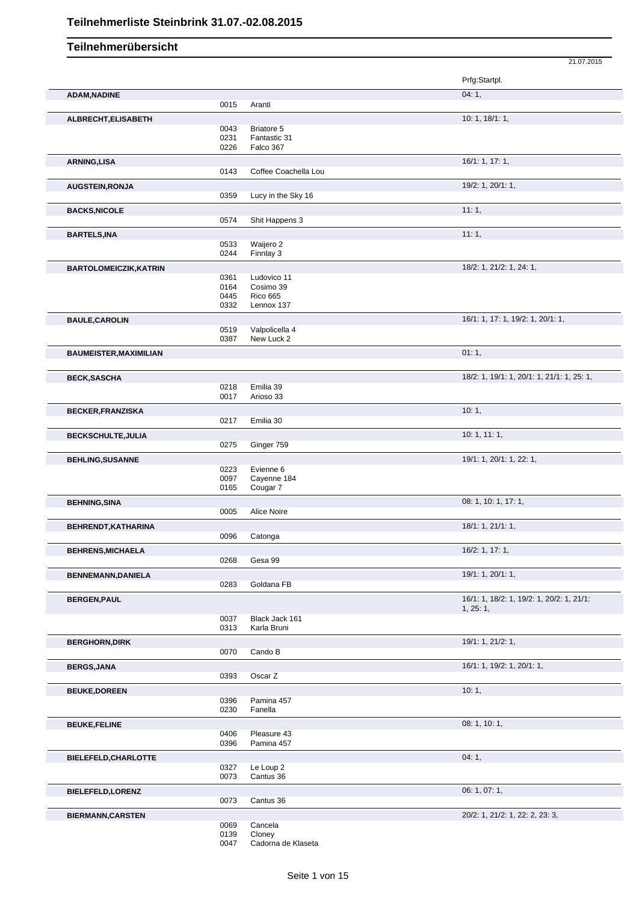# Teilnehmerliste Steinbrink 31.07.-02.08.2015

## Teilnehmerübersicht

21.07.2015

| Name | Nr. | Pferd | Prfg:Startpl. |
|---|---|---|---|
| **ADAM,NADINE** | | | 04: 1, |
| | 0015 | Aranti | |
| **ALBRECHT,ELISABETH** | | | 10: 1, 18/1: 1, |
| | 0043 | Briatore 5 | |
| | 0231 | Fantastic 31 | |
| | 0226 | Falco 367 | |
| **ARNING,LISA** | | | 16/1: 1, 17: 1, |
| | 0143 | Coffee Coachella Lou | |
| **AUGSTEIN,RONJA** | | | 19/2: 1, 20/1: 1, |
| | 0359 | Lucy in the Sky 16 | |
| **BACKS,NICOLE** | | | 11: 1, |
| | 0574 | Shit Happens 3 | |
| **BARTELS,INA** | | | 11: 1, |
| | 0533 | Waijero 2 | |
| | 0244 | Finnlay 3 | |
| **BARTOLOMEICZIK,KATRIN** | | | 18/2: 1, 21/2: 1, 24: 1, |
| | 0361 | Ludovico 11 | |
| | 0164 | Cosimo 39 | |
| | 0445 | Rico 665 | |
| | 0332 | Lennox 137 | |
| **BAULE,CAROLIN** | | | 16/1: 1, 17: 1, 19/2: 1, 20/1: 1, |
| | 0519 | Valpolicella 4 | |
| | 0387 | New Luck 2 | |
| **BAUMEISTER,MAXIMILIAN** | | | 01: 1, |
| **BECK,SASCHA** | | | 18/2: 1, 19/1: 1, 20/1: 1, 21/1: 1, 25: 1, |
| | 0218 | Emilia 39 | |
| | 0017 | Arioso 33 | |
| **BECKER,FRANZISKA** | | | 10: 1, |
| | 0217 | Emilia 30 | |
| **BECKSCHULTE,JULIA** | | | 10: 1, 11: 1, |
| | 0275 | Ginger 759 | |
| **BEHLING,SUSANNE** | | | 19/1: 1, 20/1: 1, 22: 1, |
| | 0223 | Evienne 6 | |
| | 0097 | Cayenne 184 | |
| | 0165 | Cougar 7 | |
| **BEHNING,SINA** | | | 08: 1, 10: 1, 17: 1, |
| | 0005 | Alice Noire | |
| **BEHRENDT,KATHARINA** | | | 18/1: 1, 21/1: 1, |
| | 0096 | Catonga | |
| **BEHRENS,MICHAELA** | | | 16/2: 1, 17: 1, |
| | 0268 | Gesa 99 | |
| **BENNEMANN,DANIELA** | | | 19/1: 1, 20/1: 1, |
| | 0283 | Goldana FB | |
| **BERGEN,PAUL** | | | 16/1: 1, 18/2: 1, 19/2: 1, 20/2: 1, 21/1: 1, 25: 1, |
| | 0037 | Black Jack 161 | |
| | 0313 | Karla Bruni | |
| **BERGHORN,DIRK** | | | 19/1: 1, 21/2: 1, |
| | 0070 | Cando B | |
| **BERGS,JANA** | | | 16/1: 1, 19/2: 1, 20/1: 1, |
| | 0393 | Oscar Z | |
| **BEUKE,DOREEN** | | | 10: 1, |
| | 0396 | Pamina 457 | |
| | 0230 | Fanella | |
| **BEUKE,FELINE** | | | 08: 1, 10: 1, |
| | 0406 | Pleasure 43 | |
| | 0396 | Pamina 457 | |
| **BIELEFELD,CHARLOTTE** | | | 04: 1, |
| | 0327 | Le Loup 2 | |
| | 0073 | Cantus 36 | |
| **BIELEFELD,LORENZ** | | | 06: 1, 07: 1, |
| | 0073 | Cantus 36 | |
| **BIERMANN,CARSTEN** | | | 20/2: 1, 21/2: 1, 22: 2, 23: 3, |
| | 0069 | Cancela | |
| | 0139 | Cloney | |
| | 0047 | Cadorna de Klaseta | |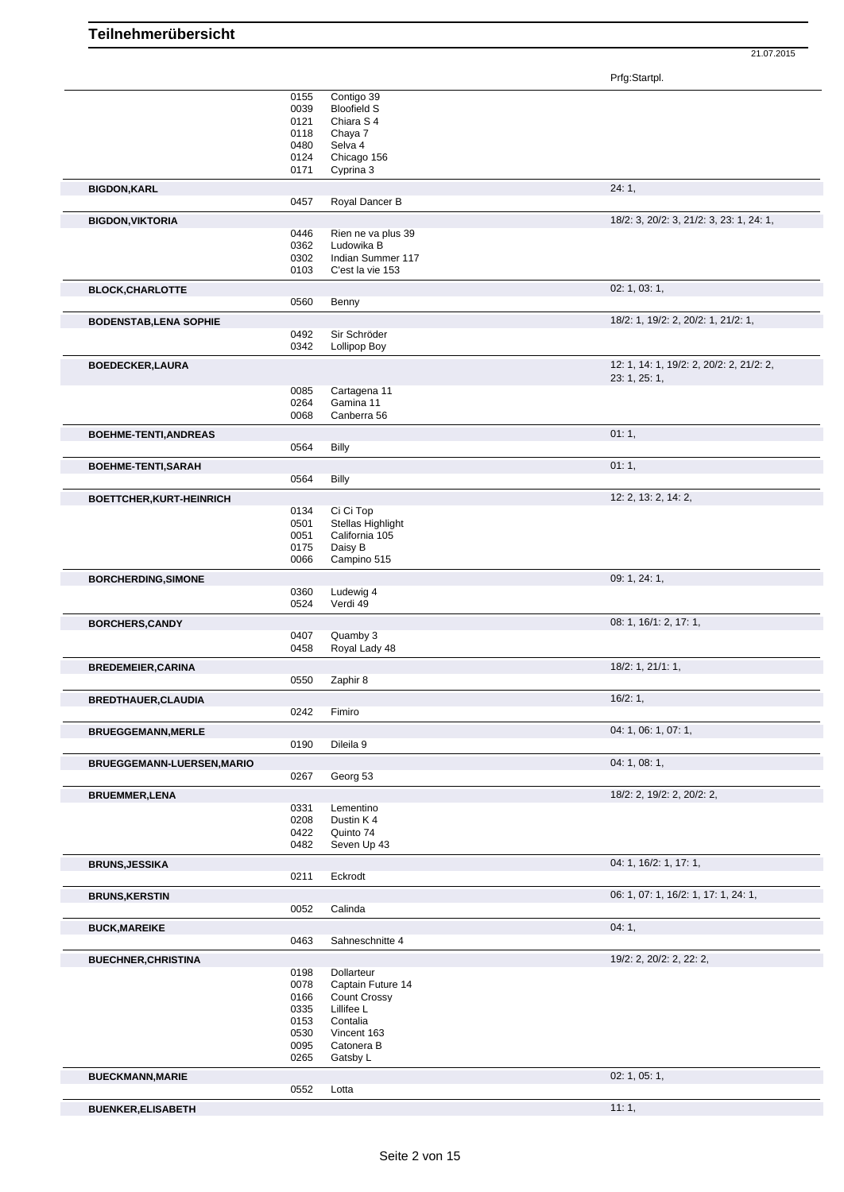# Teilnehmerübersicht

21.07.2015

| Name | Nr. | Pferd | Prfg:Startpl. |
|---|---|---|---|
| | 0155 | Contigo 39 | |
| | 0039 | Bloofield S | |
| | 0121 | Chiara S 4 | |
| | 0118 | Chaya 7 | |
| | 0480 | Selva 4 | |
| | 0124 | Chicago 156 | |
| | 0171 | Cyprina 3 | |
| **BIGDON,KARL** | | | 24: 1, |
| | 0457 | Royal Dancer B | |
| **BIGDON,VIKTORIA** | | | 18/2: 3, 20/2: 3, 21/2: 3, 23: 1, 24: 1, |
| | 0446 | Rien ne va plus 39 | |
| | 0362 | Ludowika B | |
| | 0302 | Indian Summer 117 | |
| | 0103 | C'est la vie 153 | |
| **BLOCK,CHARLOTTE** | | | 02: 1, 03: 1, |
| | 0560 | Benny | |
| **BODENSTAB,LENA SOPHIE** | | | 18/2: 1, 19/2: 2, 20/2: 1, 21/2: 1, |
| | 0492 | Sir Schröder | |
| | 0342 | Lollipop Boy | |
| **BOEDECKER,LAURA** | | | 12: 1, 14: 1, 19/2: 2, 20/2: 2, 21/2: 2, 23: 1, 25: 1, |
| | 0085 | Cartagena 11 | |
| | 0264 | Gamina 11 | |
| | 0068 | Canberra 56 | |
| **BOEHME-TENTI,ANDREAS** | | | 01: 1, |
| | 0564 | Billy | |
| **BOEHME-TENTI,SARAH** | | | 01: 1, |
| | 0564 | Billy | |
| **BOETTCHER,KURT-HEINRICH** | | | 12: 2, 13: 2, 14: 2, |
| | 0134 | Ci Ci Top | |
| | 0501 | Stellas Highlight | |
| | 0051 | California 105 | |
| | 0175 | Daisy B | |
| | 0066 | Campino 515 | |
| **BORCHERDING,SIMONE** | | | 09: 1, 24: 1, |
| | 0360 | Ludewig 4 | |
| | 0524 | Verdi 49 | |
| **BORCHERS,CANDY** | | | 08: 1, 16/1: 2, 17: 1, |
| | 0407 | Quamby 3 | |
| | 0458 | Royal Lady 48 | |
| **BREDEMEIER,CARINA** | | | 18/2: 1, 21/1: 1, |
| | 0550 | Zaphir 8 | |
| **BREDTHAUER,CLAUDIA** | | | 16/2: 1, |
| | 0242 | Fimiro | |
| **BRUEGGEMANN,MERLE** | | | 04: 1, 06: 1, 07: 1, |
| | 0190 | Dileila 9 | |
| **BRUEGGEMANN-LUERSEN,MARIO** | | | 04: 1, 08: 1, |
| | 0267 | Georg 53 | |
| **BRUEMMER,LENA** | | | 18/2: 2, 19/2: 2, 20/2: 2, |
| | 0331 | Lementino | |
| | 0208 | Dustin K 4 | |
| | 0422 | Quinto 74 | |
| | 0482 | Seven Up 43 | |
| **BRUNS,JESSIKA** | | | 04: 1, 16/2: 1, 17: 1, |
| | 0211 | Eckrodt | |
| **BRUNS,KERSTIN** | | | 06: 1, 07: 1, 16/2: 1, 17: 1, 24: 1, |
| | 0052 | Calinda | |
| **BUCK,MAREIKE** | | | 04: 1, |
| | 0463 | Sahneschnitte 4 | |
| **BUECHNER,CHRISTINA** | | | 19/2: 2, 20/2: 2, 22: 2, |
| | 0198 | Dollarteur | |
| | 0078 | Captain Future 14 | |
| | 0166 | Count Crossy | |
| | 0335 | Lillifee L | |
| | 0153 | Contalia | |
| | 0530 | Vincent 163 | |
| | 0095 | Catonera B | |
| | 0265 | Gatsby L | |
| **BUECKMANN,MARIE** | | | 02: 1, 05: 1, |
| | 0552 | Lotta | |
| **BUENKER,ELISABETH** | | | 11: 1, |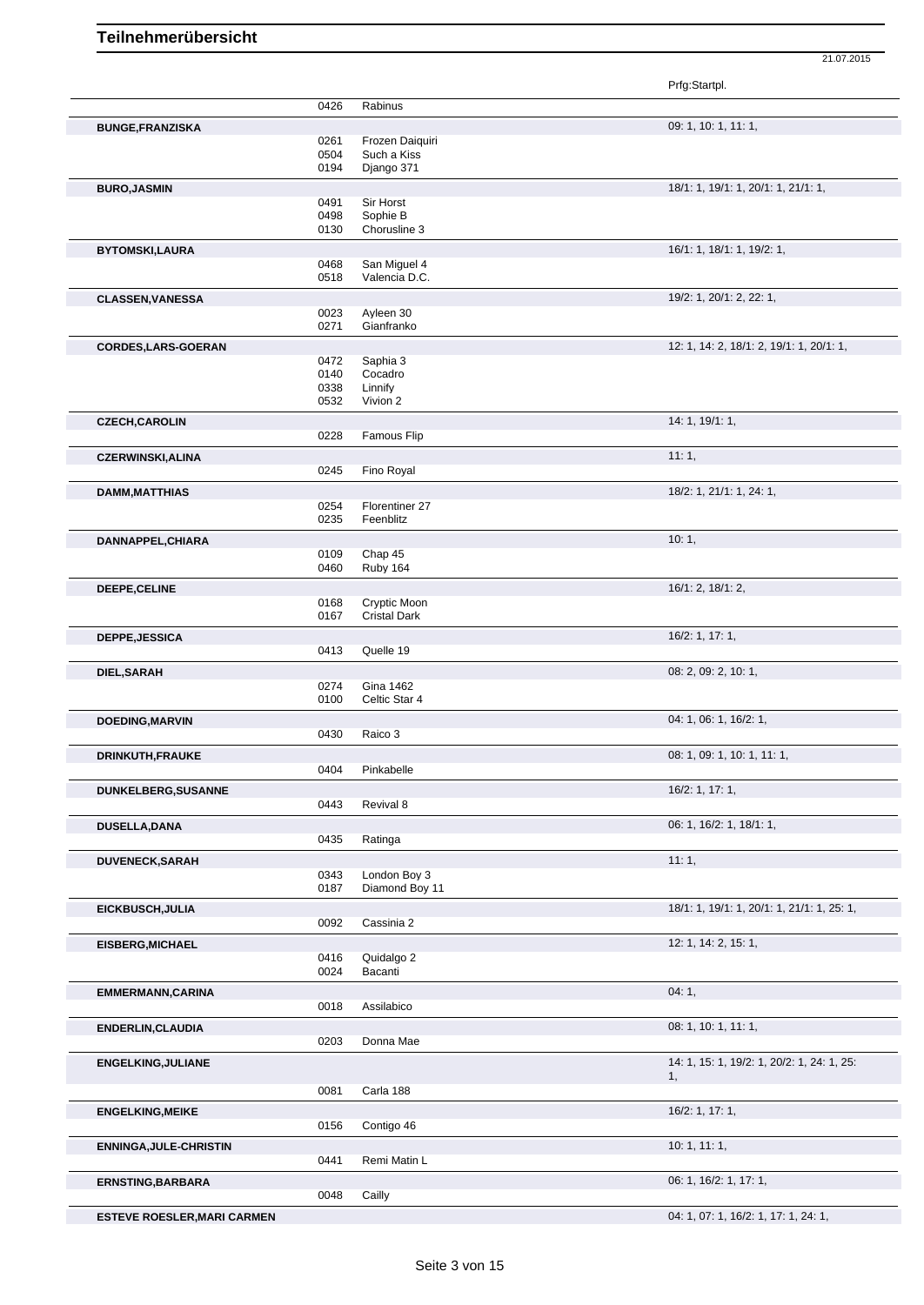# Teilnehmerübersicht

21.07.2015

| | | | Prfg:Startpl. |
|---|---|---|---|
| | 0426 | Rabinus | |
| **BUNGE,FRANZISKA** | | | 09: 1, 10: 1, 11: 1, |
| | 0261 | Frozen Daiquiri | |
| | 0504 | Such a Kiss | |
| | 0194 | Django 371 | |
| **BURO,JASMIN** | | | 18/1: 1, 19/1: 1, 20/1: 1, 21/1: 1, |
| | 0491 | Sir Horst | |
| | 0498 | Sophie B | |
| | 0130 | Chorusline 3 | |
| **BYTOMSKI,LAURA** | | | 16/1: 1, 18/1: 1, 19/2: 1, |
| | 0468 | San Miguel 4 | |
| | 0518 | Valencia D.C. | |
| **CLASSEN,VANESSA** | | | 19/2: 1, 20/1: 2, 22: 1, |
| | 0023 | Ayleen 30 | |
| | 0271 | Gianfranko | |
| **CORDES,LARS-GOERAN** | | | 12: 1, 14: 2, 18/1: 2, 19/1: 1, 20/1: 1, |
| | 0472 | Saphia 3 | |
| | 0140 | Cocadro | |
| | 0338 | Linnify | |
| | 0532 | Vivion 2 | |
| **CZECH,CAROLIN** | | | 14: 1, 19/1: 1, |
| | 0228 | Famous Flip | |
| **CZERWINSKI,ALINA** | | | 11: 1, |
| | 0245 | Fino Royal | |
| **DAMM,MATTHIAS** | | | 18/2: 1, 21/1: 1, 24: 1, |
| | 0254 | Florentiner 27 | |
| | 0235 | Feenblitz | |
| **DANNAPPEL,CHIARA** | | | 10: 1, |
| | 0109 | Chap 45 | |
| | 0460 | Ruby 164 | |
| **DEEPE,CELINE** | | | 16/1: 2, 18/1: 2, |
| | 0168 | Cryptic Moon | |
| | 0167 | Cristal Dark | |
| **DEPPE,JESSICA** | | | 16/2: 1, 17: 1, |
| | 0413 | Quelle 19 | |
| **DIEL,SARAH** | | | 08: 2, 09: 2, 10: 1, |
| | 0274 | Gina 1462 | |
| | 0100 | Celtic Star 4 | |
| **DOEDING,MARVIN** | | | 04: 1, 06: 1, 16/2: 1, |
| | 0430 | Raico 3 | |
| **DRINKUTH,FRAUKE** | | | 08: 1, 09: 1, 10: 1, 11: 1, |
| | 0404 | Pinkabelle | |
| **DUNKELBERG,SUSANNE** | | | 16/2: 1, 17: 1, |
| | 0443 | Revival 8 | |
| **DUSELLA,DANA** | | | 06: 1, 16/2: 1, 18/1: 1, |
| | 0435 | Ratinga | |
| **DUVENECK,SARAH** | | | 11: 1, |
| | 0343 | London Boy 3 | |
| | 0187 | Diamond Boy 11 | |
| **EICKBUSCH,JULIA** | | | 18/1: 1, 19/1: 1, 20/1: 1, 21/1: 1, 25: 1, |
| | 0092 | Cassinia 2 | |
| **EISBERG,MICHAEL** | | | 12: 1, 14: 2, 15: 1, |
| | 0416 | Quidalgo 2 | |
| | 0024 | Bacanti | |
| **EMMERMANN,CARINA** | | | 04: 1, |
| | 0018 | Assilabico | |
| **ENDERLIN,CLAUDIA** | | | 08: 1, 10: 1, 11: 1, |
| | 0203 | Donna Mae | |
| **ENGELKING,JULIANE** | | | 14: 1, 15: 1, 19/2: 1, 20/2: 1, 24: 1, 25: 1, |
| | 0081 | Carla 188 | |
| **ENGELKING,MEIKE** | | | 16/2: 1, 17: 1, |
| | 0156 | Contigo 46 | |
| **ENNINGA,JULE-CHRISTIN** | | | 10: 1, 11: 1, |
| | 0441 | Remi Matin L | |
| **ERNSTING,BARBARA** | | | 06: 1, 16/2: 1, 17: 1, |
| | 0048 | Cailly | |
| **ESTEVE ROESLER,MARI CARMEN** | | | 04: 1, 07: 1, 16/2: 1, 17: 1, 24: 1, |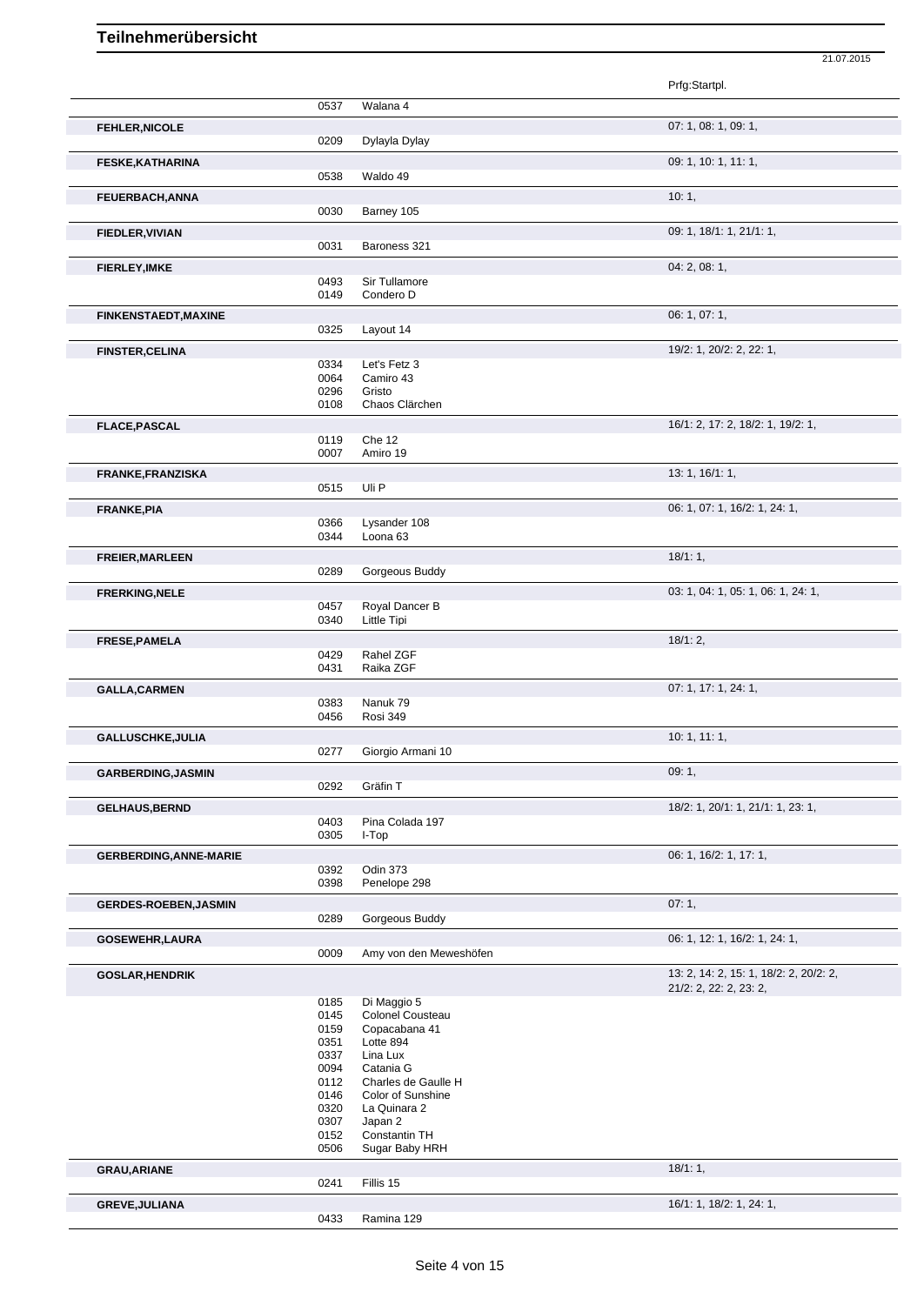# Teilnehmerübersicht

21.07.2015

| Name | Nr. | Pferd | Prfg:Startpl. |
|---|---|---|---|
| | 0537 | Walana 4 | |
| **FEHLER,NICOLE** | | | 07: 1, 08: 1, 09: 1, |
| | 0209 | Dylayla Dylay | |
| **FESKE,KATHARINA** | | | 09: 1, 10: 1, 11: 1, |
| | 0538 | Waldo 49 | |
| **FEUERBACH,ANNA** | | | 10: 1, |
| | 0030 | Barney 105 | |
| **FIEDLER,VIVIAN** | | | 09: 1, 18/1: 1, 21/1: 1, |
| | 0031 | Baroness 321 | |
| **FIERLEY,IMKE** | | | 04: 2, 08: 1, |
| | 0493 | Sir Tullamore | |
| | 0149 | Condero D | |
| **FINKENSTAEDT,MAXINE** | | | 06: 1, 07: 1, |
| | 0325 | Layout 14 | |
| **FINSTER,CELINA** | | | 19/2: 1, 20/2: 2, 22: 1, |
| | 0334 | Let's Fetz 3 | |
| | 0064 | Camiro 43 | |
| | 0296 | Gristo | |
| | 0108 | Chaos Clärchen | |
| **FLACE,PASCAL** | | | 16/1: 2, 17: 2, 18/2: 1, 19/2: 1, |
| | 0119 | Che 12 | |
| | 0007 | Amiro 19 | |
| **FRANKE,FRANZISKA** | | | 13: 1, 16/1: 1, |
| | 0515 | Uli P | |
| **FRANKE,PIA** | | | 06: 1, 07: 1, 16/2: 1, 24: 1, |
| | 0366 | Lysander 108 | |
| | 0344 | Loona 63 | |
| **FREIER,MARLEEN** | | | 18/1: 1, |
| | 0289 | Gorgeous Buddy | |
| **FRERKING,NELE** | | | 03: 1, 04: 1, 05: 1, 06: 1, 24: 1, |
| | 0457 | Royal Dancer B | |
| | 0340 | Little Tipi | |
| **FRESE,PAMELA** | | | 18/1: 2, |
| | 0429 | Rahel ZGF | |
| | 0431 | Raika ZGF | |
| **GALLA,CARMEN** | | | 07: 1, 17: 1, 24: 1, |
| | 0383 | Nanuk 79 | |
| | 0456 | Rosi 349 | |
| **GALLUSCHKE,JULIA** | | | 10: 1, 11: 1, |
| | 0277 | Giorgio Armani 10 | |
| **GARBERDING,JASMIN** | | | 09: 1, |
| | 0292 | Gräfin T | |
| **GELHAUS,BERND** | | | 18/2: 1, 20/1: 1, 21/1: 1, 23: 1, |
| | 0403 | Pina Colada 197 | |
| | 0305 | I-Top | |
| **GERBERDING,ANNE-MARIE** | | | 06: 1, 16/2: 1, 17: 1, |
| | 0392 | Odin 373 | |
| | 0398 | Penelope 298 | |
| **GERDES-ROEBEN,JASMIN** | | | 07: 1, |
| | 0289 | Gorgeous Buddy | |
| **GOSEWEHR,LAURA** | | | 06: 1, 12: 1, 16/2: 1, 24: 1, |
| | 0009 | Amy von den Meweshöfen | |
| **GOSLAR,HENDRIK** | | | 13: 2, 14: 2, 15: 1, 18/2: 2, 20/2: 2, 21/2: 2, 22: 2, 23: 2, |
| | 0185 | Di Maggio 5 | |
| | 0145 | Colonel Cousteau | |
| | 0159 | Copacabana 41 | |
| | 0351 | Lotte 894 | |
| | 0337 | Lina Lux | |
| | 0094 | Catania G | |
| | 0112 | Charles de Gaulle H | |
| | 0146 | Color of Sunshine | |
| | 0320 | La Quinara 2 | |
| | 0307 | Japan 2 | |
| | 0152 | Constantin TH | |
| | 0506 | Sugar Baby HRH | |
| **GRAU,ARIANE** | | | 18/1: 1, |
| | 0241 | Fillis 15 | |
| **GREVE,JULIANA** | | | 16/1: 1, 18/2: 1, 24: 1, |
| | 0433 | Ramina 129 | |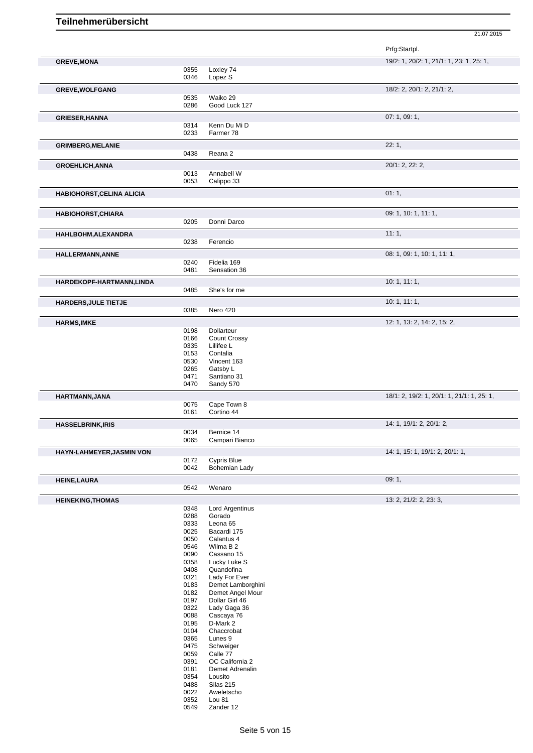# Teilnehmerübersicht

21.07.2015

| Name | Nr. | Pferd | Prfg:Startpl. |
|---|---|---|---|
| **GREVE,MONA** | | | 19/2: 1, 20/2: 1, 21/1: 1, 23: 1, 25: 1, |
| | 0355 | Loxley 74 | |
| | 0346 | Lopez S | |
| **GREVE,WOLFGANG** | | | 18/2: 2, 20/1: 2, 21/1: 2, |
| | 0535 | Waiko 29 | |
| | 0286 | Good Luck 127 | |
| **GRIESER,HANNA** | | | 07: 1, 09: 1, |
| | 0314 | Kenn Du Mi D | |
| | 0233 | Farmer 78 | |
| **GRIMBERG,MELANIE** | | | 22: 1, |
| | 0438 | Reana 2 | |
| **GROEHLICH,ANNA** | | | 20/1: 2, 22: 2, |
| | 0013 | Annabell W | |
| | 0053 | Calippo 33 | |
| **HABIGHORST,CELINA ALICIA** | | | 01: 1, |
| **HABIGHORST,CHIARA** | | | 09: 1, 10: 1, 11: 1, |
| | 0205 | Donni Darco | |
| **HAHLBOHM,ALEXANDRA** | | | 11: 1, |
| | 0238 | Ferencio | |
| **HALLERMANN,ANNE** | | | 08: 1, 09: 1, 10: 1, 11: 1, |
| | 0240 | Fidelia 169 | |
| | 0481 | Sensation 36 | |
| **HARDEKOPF-HARTMANN,LINDA** | | | 10: 1, 11: 1, |
| | 0485 | She's for me | |
| **HARDERS,JULE TIETJE** | | | 10: 1, 11: 1, |
| | 0385 | Nero 420 | |
| **HARMS,IMKE** | | | 12: 1, 13: 2, 14: 2, 15: 2, |
| | 0198 | Dollarteur | |
| | 0166 | Count Crossy | |
| | 0335 | Lillifee L | |
| | 0153 | Contalia | |
| | 0530 | Vincent 163 | |
| | 0265 | Gatsby L | |
| | 0471 | Santiano 31 | |
| | 0470 | Sandy 570 | |
| **HARTMANN,JANA** | | | 18/1: 2, 19/2: 1, 20/1: 1, 21/1: 1, 25: 1, |
| | 0075 | Cape Town 8 | |
| | 0161 | Cortino 44 | |
| **HASSELBRINK,IRIS** | | | 14: 1, 19/1: 2, 20/1: 2, |
| | 0034 | Bernice 14 | |
| | 0065 | Campari Bianco | |
| **HAYN-LAHMEYER,JASMIN VON** | | | 14: 1, 15: 1, 19/1: 2, 20/1: 1, |
| | 0172 | Cypris Blue | |
| | 0042 | Bohemian Lady | |
| **HEINE,LAURA** | | | 09: 1, |
| | 0542 | Wenaro | |
| **HEINEKING,THOMAS** | | | 13: 2, 21/2: 2, 23: 3, |
| | 0348 | Lord Argentinus | |
| | 0288 | Gorado | |
| | 0333 | Leona 65 | |
| | 0025 | Bacardi 175 | |
| | 0050 | Calantus 4 | |
| | 0546 | Wilma B 2 | |
| | 0090 | Cassano 15 | |
| | 0358 | Lucky Luke S | |
| | 0408 | Quandofina | |
| | 0321 | Lady For Ever | |
| | 0183 | Demet Lamborghini | |
| | 0182 | Demet Angel Mour | |
| | 0197 | Dollar Girl 46 | |
| | 0322 | Lady Gaga 36 | |
| | 0088 | Cascaya 76 | |
| | 0195 | D-Mark 2 | |
| | 0104 | Chaccrobat | |
| | 0365 | Lunes 9 | |
| | 0475 | Schweiger | |
| | 0059 | Calle 77 | |
| | 0391 | OC California 2 | |
| | 0181 | Demet Adrenalin | |
| | 0354 | Lousito | |
| | 0488 | Silas 215 | |
| | 0022 | Aweletscho | |
| | 0352 | Lou 81 | |
| | 0549 | Zander 12 | |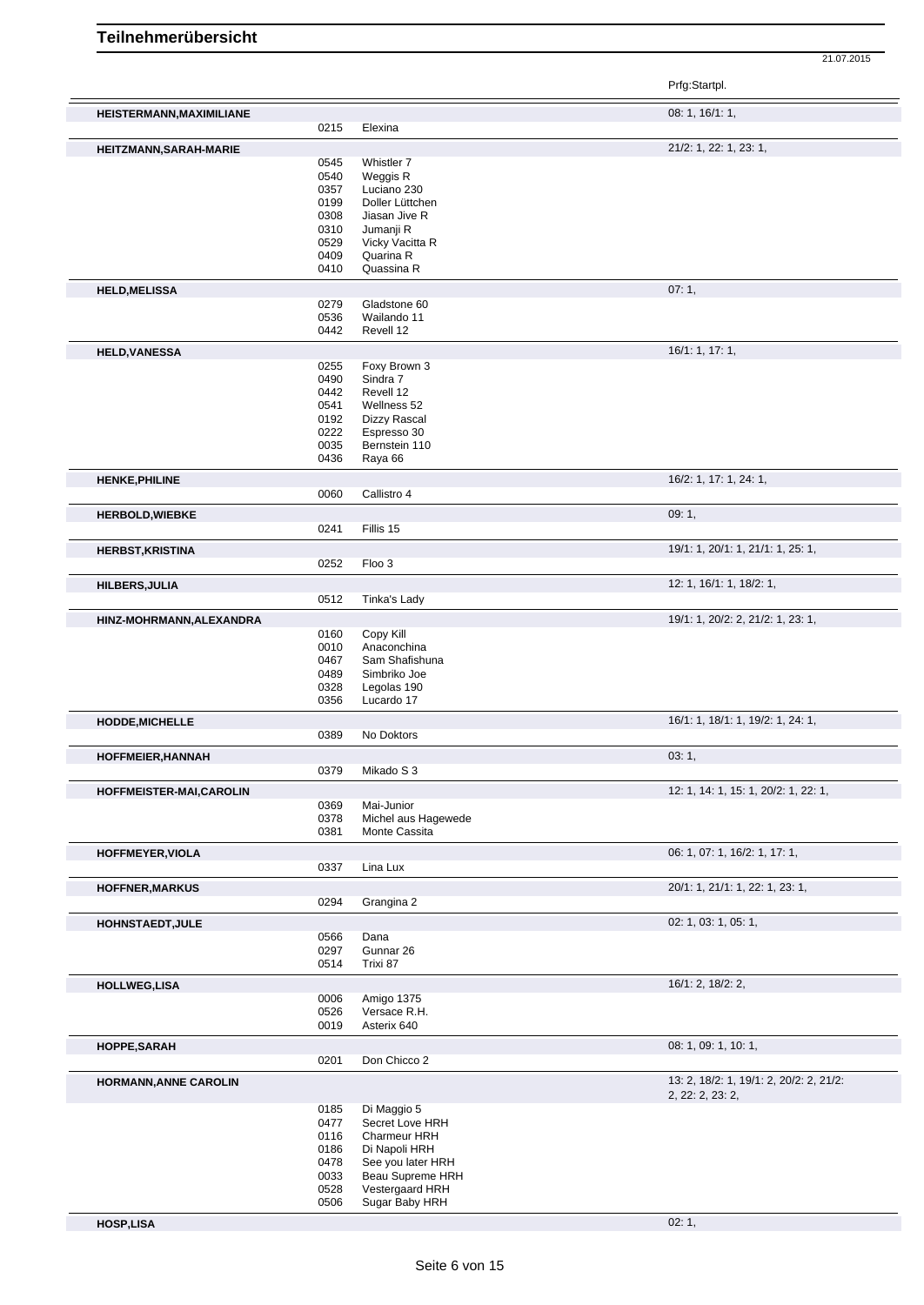# Teilnehmerübersicht

21.07.2015

| Name | Nr. | Pferd | Prfg:Startpl. |
|---|---|---|---|
| **HEISTERMANN,MAXIMILIANE** | | | 08: 1, 16/1: 1, |
| | 0215 | Elexina | |
| **HEITZMANN,SARAH-MARIE** | | | 21/2: 1, 22: 1, 23: 1, |
| | 0545 | Whistler 7 | |
| | 0540 | Weggis R | |
| | 0357 | Luciano 230 | |
| | 0199 | Doller Lüttchen | |
| | 0308 | Jiasan Jive R | |
| | 0310 | Jumanji R | |
| | 0529 | Vicky Vacitta R | |
| | 0409 | Quarina R | |
| | 0410 | Quassina R | |
| **HELD,MELISSA** | | | 07: 1, |
| | 0279 | Gladstone 60 | |
| | 0536 | Wailando 11 | |
| | 0442 | Revell 12 | |
| **HELD,VANESSA** | | | 16/1: 1, 17: 1, |
| | 0255 | Foxy Brown 3 | |
| | 0490 | Sindra 7 | |
| | 0442 | Revell 12 | |
| | 0541 | Wellness 52 | |
| | 0192 | Dizzy Rascal | |
| | 0222 | Espresso 30 | |
| | 0035 | Bernstein 110 | |
| | 0436 | Raya 66 | |
| **HENKE,PHILINE** | | | 16/2: 1, 17: 1, 24: 1, |
| | 0060 | Callistro 4 | |
| **HERBOLD,WIEBKE** | | | 09: 1, |
| | 0241 | Fillis 15 | |
| **HERBST,KRISTINA** | | | 19/1: 1, 20/1: 1, 21/1: 1, 25: 1, |
| | 0252 | Floo 3 | |
| **HILBERS,JULIA** | | | 12: 1, 16/1: 1, 18/2: 1, |
| | 0512 | Tinka's Lady | |
| **HINZ-MOHRMANN,ALEXANDRA** | | | 19/1: 1, 20/2: 2, 21/2: 1, 23: 1, |
| | 0160 | Copy Kill | |
| | 0010 | Anaconchina | |
| | 0467 | Sam Shafishuna | |
| | 0489 | Simbriko Joe | |
| | 0328 | Legolas 190 | |
| | 0356 | Lucardo 17 | |
| **HODDE,MICHELLE** | | | 16/1: 1, 18/1: 1, 19/2: 1, 24: 1, |
| | 0389 | No Doktors | |
| **HOFFMEIER,HANNAH** | | | 03: 1, |
| | 0379 | Mikado S 3 | |
| **HOFFMEISTER-MAI,CAROLIN** | | | 12: 1, 14: 1, 15: 1, 20/2: 1, 22: 1, |
| | 0369 | Mai-Junior | |
| | 0378 | Michel aus Hagewede | |
| | 0381 | Monte Cassita | |
| **HOFFMEYER,VIOLA** | | | 06: 1, 07: 1, 16/2: 1, 17: 1, |
| | 0337 | Lina Lux | |
| **HOFFNER,MARKUS** | | | 20/1: 1, 21/1: 1, 22: 1, 23: 1, |
| | 0294 | Grangina 2 | |
| **HOHNSTAEDT,JULE** | | | 02: 1, 03: 1, 05: 1, |
| | 0566 | Dana | |
| | 0297 | Gunnar 26 | |
| | 0514 | Trixi 87 | |
| **HOLLWEG,LISA** | | | 16/1: 2, 18/2: 2, |
| | 0006 | Amigo 1375 | |
| | 0526 | Versace R.H. | |
| | 0019 | Asterix 640 | |
| **HOPPE,SARAH** | | | 08: 1, 09: 1, 10: 1, |
| | 0201 | Don Chicco 2 | |
| **HORMANN,ANNE CAROLIN** | | | 13: 2, 18/2: 1, 19/1: 2, 20/2: 2, 21/2: 2, 22: 2, 23: 2, |
| | 0185 | Di Maggio 5 | |
| | 0477 | Secret Love HRH | |
| | 0116 | Charmeur HRH | |
| | 0186 | Di Napoli HRH | |
| | 0478 | See you later HRH | |
| | 0033 | Beau Supreme HRH | |
| | 0528 | Vestergaard HRH | |
| | 0506 | Sugar Baby HRH | |
| **HOSP,LISA** | | | 02: 1, |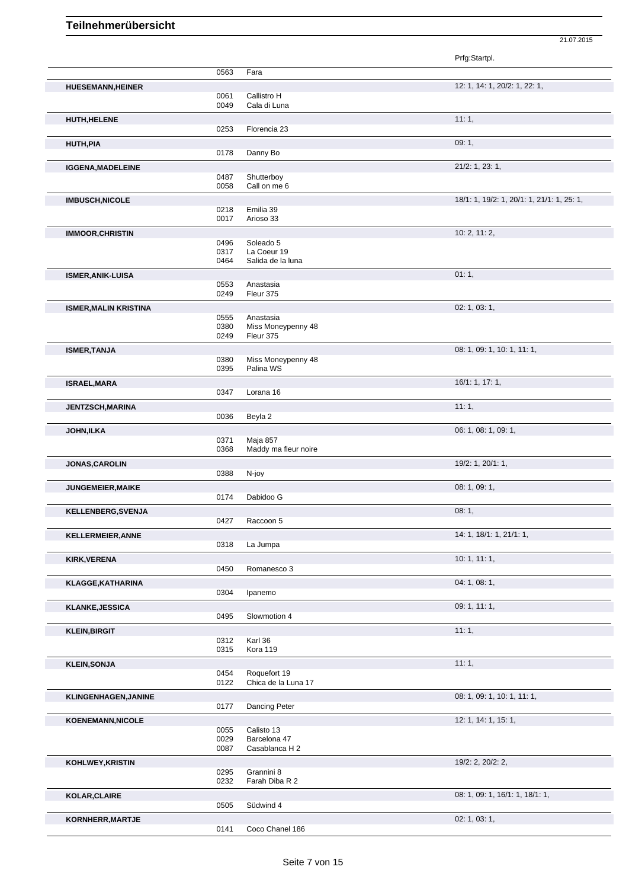# Teilnehmerübersicht

21.07.2015

| Name | Nr. | Pferd | Prfg:Startpl. |
|---|---|---|---|
| | 0563 | Fara | |
| **HUESEMANN,HEINER** | | | 12: 1, 14: 1, 20/2: 1, 22: 1, |
| | 0061 | Callistro H | |
| | 0049 | Cala di Luna | |
| **HUTH,HELENE** | | | 11: 1, |
| | 0253 | Florencia 23 | |
| **HUTH,PIA** | | | 09: 1, |
| | 0178 | Danny Bo | |
| **IGGENA,MADELEINE** | | | 21/2: 1, 23: 1, |
| | 0487 | Shutterboy | |
| | 0058 | Call on me 6 | |
| **IMBUSCH,NICOLE** | | | 18/1: 1, 19/2: 1, 20/1: 1, 21/1: 1, 25: 1, |
| | 0218 | Emilia 39 | |
| | 0017 | Arioso 33 | |
| **IMMOOR,CHRISTIN** | | | 10: 2, 11: 2, |
| | 0496 | Soleado 5 | |
| | 0317 | La Coeur 19 | |
| | 0464 | Salida de la luna | |
| **ISMER,ANIK-LUISA** | | | 01: 1, |
| | 0553 | Anastasia | |
| | 0249 | Fleur 375 | |
| **ISMER,MALIN KRISTINA** | | | 02: 1, 03: 1, |
| | 0555 | Anastasia | |
| | 0380 | Miss Moneypenny 48 | |
| | 0249 | Fleur 375 | |
| **ISMER,TANJA** | | | 08: 1, 09: 1, 10: 1, 11: 1, |
| | 0380 | Miss Moneypenny 48 | |
| | 0395 | Palina WS | |
| **ISRAEL,MARA** | | | 16/1: 1, 17: 1, |
| | 0347 | Lorana 16 | |
| **JENTZSCH,MARINA** | | | 11: 1, |
| | 0036 | Beyla 2 | |
| **JOHN,ILKA** | | | 06: 1, 08: 1, 09: 1, |
| | 0371 | Maja 857 | |
| | 0368 | Maddy ma fleur noire | |
| **JONAS,CAROLIN** | | | 19/2: 1, 20/1: 1, |
| | 0388 | N-joy | |
| **JUNGEMEIER,MAIKE** | | | 08: 1, 09: 1, |
| | 0174 | Dabidoo G | |
| **KELLENBERG,SVENJA** | | | 08: 1, |
| | 0427 | Raccoon 5 | |
| **KELLERMEIER,ANNE** | | | 14: 1, 18/1: 1, 21/1: 1, |
| | 0318 | La Jumpa | |
| **KIRK,VERENA** | | | 10: 1, 11: 1, |
| | 0450 | Romanesco 3 | |
| **KLAGGE,KATHARINA** | | | 04: 1, 08: 1, |
| | 0304 | Ipanemo | |
| **KLANKE,JESSICA** | | | 09: 1, 11: 1, |
| | 0495 | Slowmotion 4 | |
| **KLEIN,BIRGIT** | | | 11: 1, |
| | 0312 | Karl 36 | |
| | 0315 | Kora 119 | |
| **KLEIN,SONJA** | | | 11: 1, |
| | 0454 | Roquefort 19 | |
| | 0122 | Chica de la Luna 17 | |
| **KLINGENHAGEN,JANINE** | | | 08: 1, 09: 1, 10: 1, 11: 1, |
| | 0177 | Dancing Peter | |
| **KOENEMANN,NICOLE** | | | 12: 1, 14: 1, 15: 1, |
| | 0055 | Calisto 13 | |
| | 0029 | Barcelona 47 | |
| | 0087 | Casablanca H 2 | |
| **KOHLWEY,KRISTIN** | | | 19/2: 2, 20/2: 2, |
| | 0295 | Grannini 8 | |
| | 0232 | Farah Diba R 2 | |
| **KOLAR,CLAIRE** | | | 08: 1, 09: 1, 16/1: 1, 18/1: 1, |
| | 0505 | Südwind 4 | |
| **KORNHERR,MARTJE** | | | 02: 1, 03: 1, |
| | 0141 | Coco Chanel 186 | |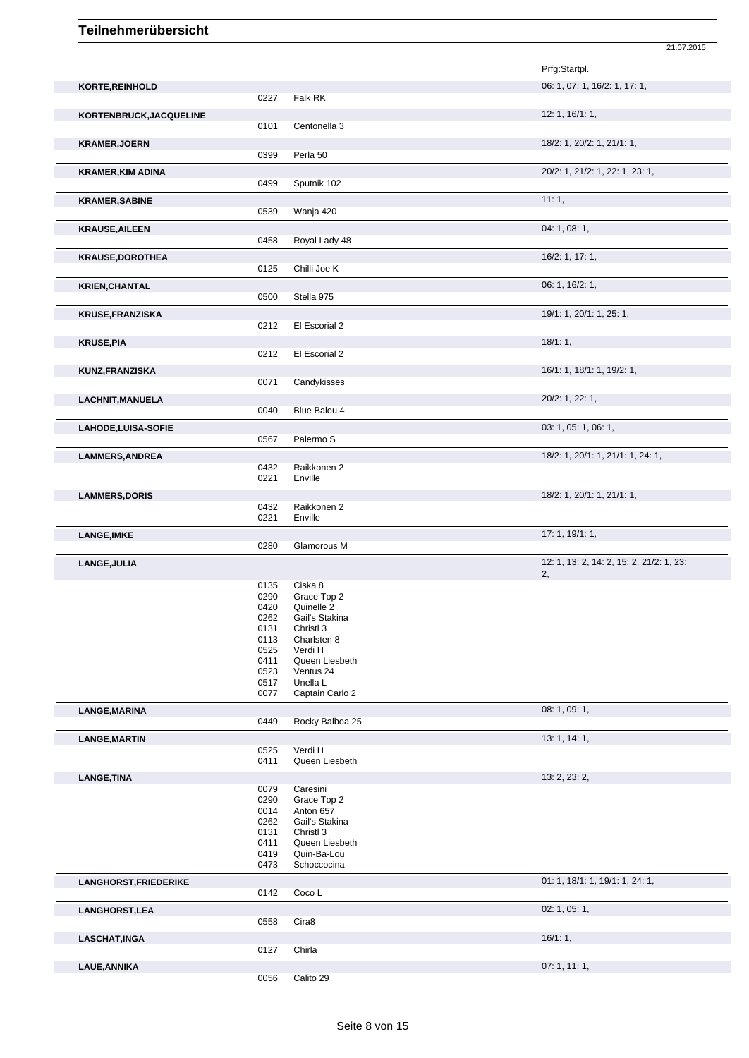# Teilnehmerübersicht

21.07.2015

| Name | Nr. | Pferd | Prfg:Startpl. |
|---|---|---|---|
| **KORTE,REINHOLD** | | | 06: 1, 07: 1, 16/2: 1, 17: 1, |
| | 0227 | Falk RK | |
| **KORTENBRUCK,JACQUELINE** | | | 12: 1, 16/1: 1, |
| | 0101 | Centonella 3 | |
| **KRAMER,JOERN** | | | 18/2: 1, 20/2: 1, 21/1: 1, |
| | 0399 | Perla 50 | |
| **KRAMER,KIM ADINA** | | | 20/2: 1, 21/2: 1, 22: 1, 23: 1, |
| | 0499 | Sputnik 102 | |
| **KRAMER,SABINE** | | | 11: 1, |
| | 0539 | Wanja 420 | |
| **KRAUSE,AILEEN** | | | 04: 1, 08: 1, |
| | 0458 | Royal Lady 48 | |
| **KRAUSE,DOROTHEA** | | | 16/2: 1, 17: 1, |
| | 0125 | Chilli Joe K | |
| **KRIEN,CHANTAL** | | | 06: 1, 16/2: 1, |
| | 0500 | Stella 975 | |
| **KRUSE,FRANZISKA** | | | 19/1: 1, 20/1: 1, 25: 1, |
| | 0212 | El Escorial 2 | |
| **KRUSE,PIA** | | | 18/1: 1, |
| | 0212 | El Escorial 2 | |
| **KUNZ,FRANZISKA** | | | 16/1: 1, 18/1: 1, 19/2: 1, |
| | 0071 | Candykisses | |
| **LACHNIT,MANUELA** | | | 20/2: 1, 22: 1, |
| | 0040 | Blue Balou 4 | |
| **LAHODE,LUISA-SOFIE** | | | 03: 1, 05: 1, 06: 1, |
| | 0567 | Palermo S | |
| **LAMMERS,ANDREA** | | | 18/2: 1, 20/1: 1, 21/1: 1, 24: 1, |
| | 0432 | Raikkonen 2 | |
| | 0221 | Enville | |
| **LAMMERS,DORIS** | | | 18/2: 1, 20/1: 1, 21/1: 1, |
| | 0432 | Raikkonen 2 | |
| | 0221 | Enville | |
| **LANGE,IMKE** | | | 17: 1, 19/1: 1, |
| | 0280 | Glamorous M | |
| **LANGE,JULIA** | | | 12: 1, 13: 2, 14: 2, 15: 2, 21/2: 1, 23: 2, |
| | 0135 | Ciska 8 | |
| | 0290 | Grace Top 2 | |
| | 0420 | Quinelle 2 | |
| | 0262 | Gail's Stakina | |
| | 0131 | Christl 3 | |
| | 0113 | Charlsten 8 | |
| | 0525 | Verdi H | |
| | 0411 | Queen Liesbeth | |
| | 0523 | Ventus 24 | |
| | 0517 | Unella L | |
| | 0077 | Captain Carlo 2 | |
| **LANGE,MARINA** | | | 08: 1, 09: 1, |
| | 0449 | Rocky Balboa 25 | |
| **LANGE,MARTIN** | | | 13: 1, 14: 1, |
| | 0525 | Verdi H | |
| | 0411 | Queen Liesbeth | |
| **LANGE,TINA** | | | 13: 2, 23: 2, |
| | 0079 | Caresini | |
| | 0290 | Grace Top 2 | |
| | 0014 | Anton 657 | |
| | 0262 | Gail's Stakina | |
| | 0131 | Christl 3 | |
| | 0411 | Queen Liesbeth | |
| | 0419 | Quin-Ba-Lou | |
| | 0473 | Schoccocina | |
| **LANGHORST,FRIEDERIKE** | | | 01: 1, 18/1: 1, 19/1: 1, 24: 1, |
| | 0142 | Coco L | |
| **LANGHORST,LEA** | | | 02: 1, 05: 1, |
| | 0558 | Cira8 | |
| **LASCHAT,INGA** | | | 16/1: 1, |
| | 0127 | Chirla | |
| **LAUE,ANNIKA** | | | 07: 1, 11: 1, |
| | 0056 | Calito 29 | |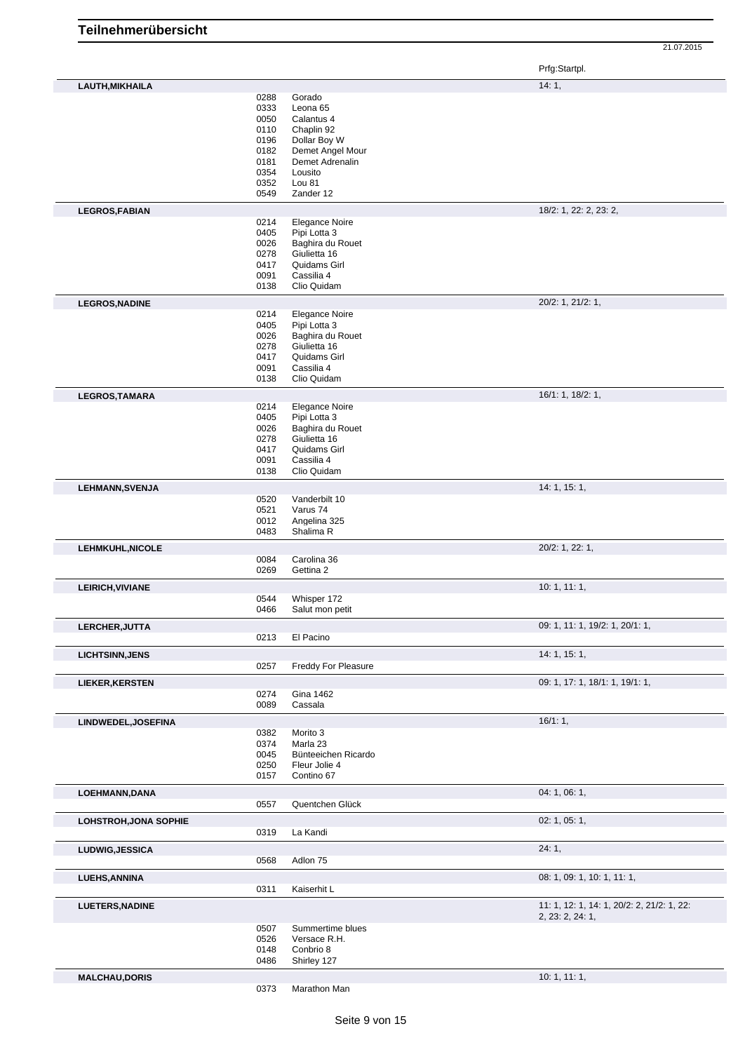# Teilnehmerübersicht

21.07.2015

| Teilnehmer | Nr. | Pferd | Prfg:Startpl. |
|---|---|---|---|
| **LAUTH,MIKHAILA** | | | 14: 1, |
| | 0288 | Gorado | |
| | 0333 | Leona 65 | |
| | 0050 | Calantus 4 | |
| | 0110 | Chaplin 92 | |
| | 0196 | Dollar Boy W | |
| | 0182 | Demet Angel Mour | |
| | 0181 | Demet Adrenalin | |
| | 0354 | Lousito | |
| | 0352 | Lou 81 | |
| | 0549 | Zander 12 | |
| **LEGROS,FABIAN** | | | 18/2: 1, 22: 2, 23: 2, |
| | 0214 | Elegance Noire | |
| | 0405 | Pipi Lotta 3 | |
| | 0026 | Baghira du Rouet | |
| | 0278 | Giulietta 16 | |
| | 0417 | Quidams Girl | |
| | 0091 | Cassilia 4 | |
| | 0138 | Clio Quidam | |
| **LEGROS,NADINE** | | | 20/2: 1, 21/2: 1, |
| | 0214 | Elegance Noire | |
| | 0405 | Pipi Lotta 3 | |
| | 0026 | Baghira du Rouet | |
| | 0278 | Giulietta 16 | |
| | 0417 | Quidams Girl | |
| | 0091 | Cassilia 4 | |
| | 0138 | Clio Quidam | |
| **LEGROS,TAMARA** | | | 16/1: 1, 18/2: 1, |
| | 0214 | Elegance Noire | |
| | 0405 | Pipi Lotta 3 | |
| | 0026 | Baghira du Rouet | |
| | 0278 | Giulietta 16 | |
| | 0417 | Quidams Girl | |
| | 0091 | Cassilia 4 | |
| | 0138 | Clio Quidam | |
| **LEHMANN,SVENJA** | | | 14: 1, 15: 1, |
| | 0520 | Vanderbilt 10 | |
| | 0521 | Varus 74 | |
| | 0012 | Angelina 325 | |
| | 0483 | Shalima R | |
| **LEHMKUHL,NICOLE** | | | 20/2: 1, 22: 1, |
| | 0084 | Carolina 36 | |
| | 0269 | Gettina 2 | |
| **LEIRICH,VIVIANE** | | | 10: 1, 11: 1, |
| | 0544 | Whisper 172 | |
| | 0466 | Salut mon petit | |
| **LERCHER,JUTTA** | | | 09: 1, 11: 1, 19/2: 1, 20/1: 1, |
| | 0213 | El Pacino | |
| **LICHTSINN,JENS** | | | 14: 1, 15: 1, |
| | 0257 | Freddy For Pleasure | |
| **LIEKER,KERSTEN** | | | 09: 1, 17: 1, 18/1: 1, 19/1: 1, |
| | 0274 | Gina 1462 | |
| | 0089 | Cassala | |
| **LINDWEDEL,JOSEFINA** | | | 16/1: 1, |
| | 0382 | Morito 3 | |
| | 0374 | Marla 23 | |
| | 0045 | Bünteeichen Ricardo | |
| | 0250 | Fleur Jolie 4 | |
| | 0157 | Contino 67 | |
| **LOEHMANN,DANA** | | | 04: 1, 06: 1, |
| | 0557 | Quentchen Glück | |
| **LOHSTROH,JONA SOPHIE** | | | 02: 1, 05: 1, |
| | 0319 | La Kandi | |
| **LUDWIG,JESSICA** | | | 24: 1, |
| | 0568 | Adlon 75 | |
| **LUEHS,ANNINA** | | | 08: 1, 09: 1, 10: 1, 11: 1, |
| | 0311 | Kaiserhit L | |
| **LUETERS,NADINE** | | | 11: 1, 12: 1, 14: 1, 20/2: 2, 21/2: 1, 22: 2, 23: 2, 24: 1, |
| | 0507 | Summertime blues | |
| | 0526 | Versace R.H. | |
| | 0148 | Conbrio 8 | |
| | 0486 | Shirley 127 | |
| **MALCHAU,DORIS** | | | 10: 1, 11: 1, |
| | 0373 | Marathon Man | |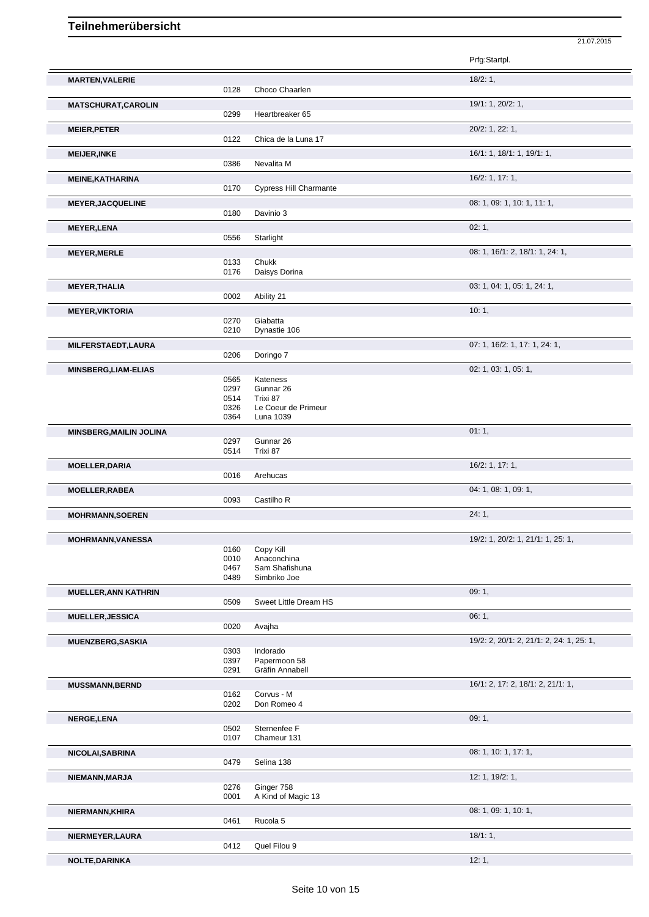# Teilnehmerübersicht

21.07.2015

| Name | Nr. | Pferd | Prfg:Startpl. |
|---|---|---|---|
| **MARTEN,VALERIE** | | | 18/2: 1, |
| | 0128 | Choco Chaarlen | |
| **MATSCHURAT,CAROLIN** | | | 19/1: 1, 20/2: 1, |
| | 0299 | Heartbreaker 65 | |
| **MEIER,PETER** | | | 20/2: 1, 22: 1, |
| | 0122 | Chica de la Luna 17 | |
| **MEIJER,INKE** | | | 16/1: 1, 18/1: 1, 19/1: 1, |
| | 0386 | Nevalita M | |
| **MEINE,KATHARINA** | | | 16/2: 1, 17: 1, |
| | 0170 | Cypress Hill Charmante | |
| **MEYER,JACQUELINE** | | | 08: 1, 09: 1, 10: 1, 11: 1, |
| | 0180 | Davinio 3 | |
| **MEYER,LENA** | | | 02: 1, |
| | 0556 | Starlight | |
| **MEYER,MERLE** | | | 08: 1, 16/1: 2, 18/1: 1, 24: 1, |
| | 0133 | Chukk | |
| | 0176 | Daisys Dorina | |
| **MEYER,THALIA** | | | 03: 1, 04: 1, 05: 1, 24: 1, |
| | 0002 | Ability 21 | |
| **MEYER,VIKTORIA** | | | 10: 1, |
| | 0270 | Giabatta | |
| | 0210 | Dynastie 106 | |
| **MILFERSTAEDT,LAURA** | | | 07: 1, 16/2: 1, 17: 1, 24: 1, |
| | 0206 | Doringo 7 | |
| **MINSBERG,LIAM-ELIAS** | | | 02: 1, 03: 1, 05: 1, |
| | 0565 | Kateness | |
| | 0297 | Gunnar 26 | |
| | 0514 | Trixi 87 | |
| | 0326 | Le Coeur de Primeur | |
| | 0364 | Luna 1039 | |
| **MINSBERG,MAILIN JOLINA** | | | 01: 1, |
| | 0297 | Gunnar 26 | |
| | 0514 | Trixi 87 | |
| **MOELLER,DARIA** | | | 16/2: 1, 17: 1, |
| | 0016 | Arehucas | |
| **MOELLER,RABEA** | | | 04: 1, 08: 1, 09: 1, |
| | 0093 | Castilho R | |
| **MOHRMANN,SOEREN** | | | 24: 1, |
| **MOHRMANN,VANESSA** | | | 19/2: 1, 20/2: 1, 21/1: 1, 25: 1, |
| | 0160 | Copy Kill | |
| | 0010 | Anaconchina | |
| | 0467 | Sam Shafishuna | |
| | 0489 | Simbriko Joe | |
| **MUELLER,ANN KATHRIN** | | | 09: 1, |
| | 0509 | Sweet Little Dream HS | |
| **MUELLER,JESSICA** | | | 06: 1, |
| | 0020 | Avajha | |
| **MUENZBERG,SASKIA** | | | 19/2: 2, 20/1: 2, 21/1: 2, 24: 1, 25: 1, |
| | 0303 | Indorado | |
| | 0397 | Papermoon 58 | |
| | 0291 | Gräfin Annabell | |
| **MUSSMANN,BERND** | | | 16/1: 2, 17: 2, 18/1: 2, 21/1: 1, |
| | 0162 | Corvus - M | |
| | 0202 | Don Romeo 4 | |
| **NERGE,LENA** | | | 09: 1, |
| | 0502 | Sternenfee F | |
| | 0107 | Chameur 131 | |
| **NICOLAI,SABRINA** | | | 08: 1, 10: 1, 17: 1, |
| | 0479 | Selina 138 | |
| **NIEMANN,MARJA** | | | 12: 1, 19/2: 1, |
| | 0276 | Ginger 758 | |
| | 0001 | A Kind of Magic 13 | |
| **NIERMANN,KHIRA** | | | 08: 1, 09: 1, 10: 1, |
| | 0461 | Rucola 5 | |
| **NIERMEYER,LAURA** | | | 18/1: 1, |
| | 0412 | Quel Filou 9 | |
| **NOLTE,DARINKA** | | | 12: 1, |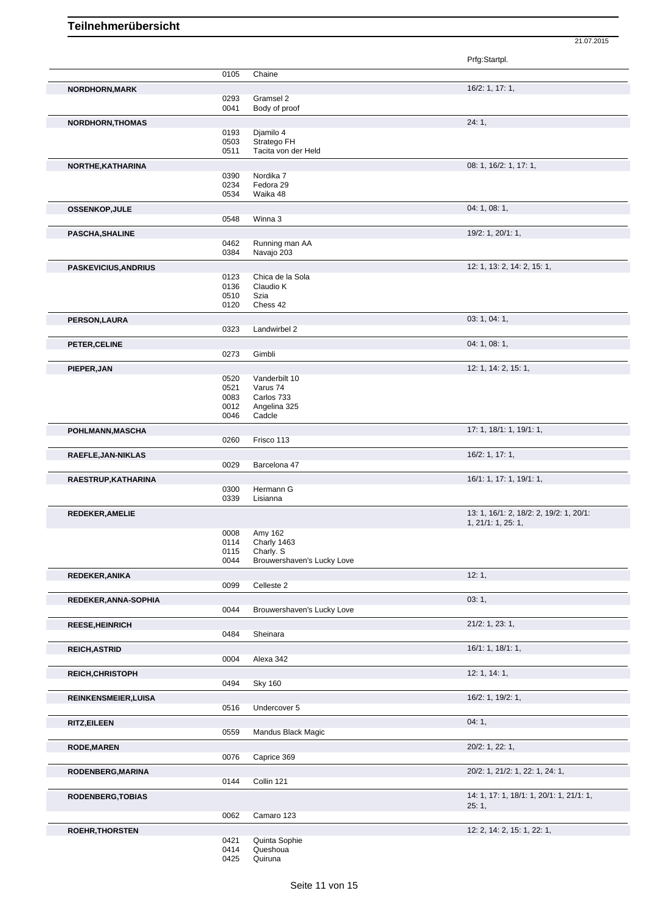# Teilnehmerübersicht

21.07.2015

| | | | Prfg:Startpl. |
|---|---|---|---|
| | 0105 | Chaine | |
| **NORDHORN,MARK** | | | 16/2: 1, 17: 1, |
| | 0293 | Gramsel 2 | |
| | 0041 | Body of proof | |
| **NORDHORN,THOMAS** | | | 24: 1, |
| | 0193 | Djamilo 4 | |
| | 0503 | Stratego FH | |
| | 0511 | Tacita von der Held | |
| **NORTHE,KATHARINA** | | | 08: 1, 16/2: 1, 17: 1, |
| | 0390 | Nordika 7 | |
| | 0234 | Fedora 29 | |
| | 0534 | Waika 48 | |
| **OSSENKOP,JULE** | | | 04: 1, 08: 1, |
| | 0548 | Winna 3 | |
| **PASCHA,SHALINE** | | | 19/2: 1, 20/1: 1, |
| | 0462 | Running man AA | |
| | 0384 | Navajo 203 | |
| **PASKEVICIUS,ANDRIUS** | | | 12: 1, 13: 2, 14: 2, 15: 1, |
| | 0123 | Chica de la Sola | |
| | 0136 | Claudio K | |
| | 0510 | Szia | |
| | 0120 | Chess 42 | |
| **PERSON,LAURA** | | | 03: 1, 04: 1, |
| | 0323 | Landwirbel 2 | |
| **PETER,CELINE** | | | 04: 1, 08: 1, |
| | 0273 | Gimbli | |
| **PIEPER,JAN** | | | 12: 1, 14: 2, 15: 1, |
| | 0520 | Vanderbilt 10 | |
| | 0521 | Varus 74 | |
| | 0083 | Carlos 733 | |
| | 0012 | Angelina 325 | |
| | 0046 | Cadcle | |
| **POHLMANN,MASCHA** | | | 17: 1, 18/1: 1, 19/1: 1, |
| | 0260 | Frisco 113 | |
| **RAEFLE,JAN-NIKLAS** | | | 16/2: 1, 17: 1, |
| | 0029 | Barcelona 47 | |
| **RAESTRUP,KATHARINA** | | | 16/1: 1, 17: 1, 19/1: 1, |
| | 0300 | Hermann G | |
| | 0339 | Lisianna | |
| **REDEKER,AMELIE** | | | 13: 1, 16/1: 2, 18/2: 2, 19/2: 1, 20/1: 1, 21/1: 1, 25: 1, |
| | 0008 | Amy 162 | |
| | 0114 | Charly 1463 | |
| | 0115 | Charly. S | |
| | 0044 | Brouwershaven's Lucky Love | |
| **REDEKER,ANIKA** | | | 12: 1, |
| | 0099 | Celleste 2 | |
| **REDEKER,ANNA-SOPHIA** | | | 03: 1, |
| | 0044 | Brouwershaven's Lucky Love | |
| **REESE,HEINRICH** | | | 21/2: 1, 23: 1, |
| | 0484 | Sheinara | |
| **REICH,ASTRID** | | | 16/1: 1, 18/1: 1, |
| | 0004 | Alexa 342 | |
| **REICH,CHRISTOPH** | | | 12: 1, 14: 1, |
| | 0494 | Sky 160 | |
| **REINKENSMEIER,LUISA** | | | 16/2: 1, 19/2: 1, |
| | 0516 | Undercover 5 | |
| **RITZ,EILEEN** | | | 04: 1, |
| | 0559 | Mandus Black Magic | |
| **RODE,MAREN** | | | 20/2: 1, 22: 1, |
| | 0076 | Caprice 369 | |
| **RODENBERG,MARINA** | | | 20/2: 1, 21/2: 1, 22: 1, 24: 1, |
| | 0144 | Collin 121 | |
| **RODENBERG,TOBIAS** | | | 14: 1, 17: 1, 18/1: 1, 20/1: 1, 21/1: 1, 25: 1, |
| | 0062 | Camaro 123 | |
| **ROEHR,THORSTEN** | | | 12: 2, 14: 2, 15: 1, 22: 1, |
| | 0421 | Quinta Sophie | |
| | 0414 | Queshoua | |
| | 0425 | Quiruna | |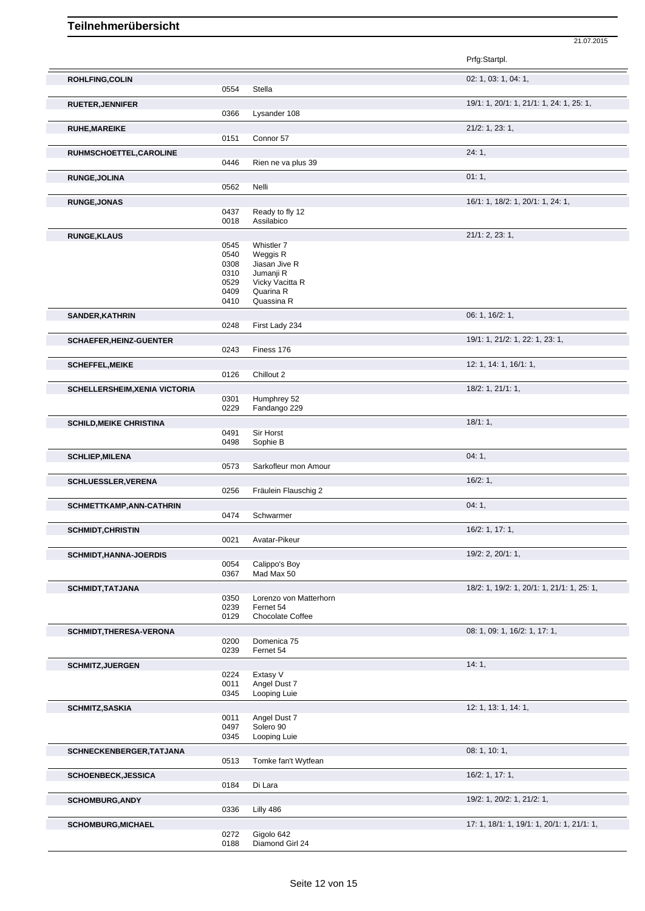# Teilnehmerübersicht

21.07.2015

| | | | Prfg:Startpl. |
|---|---|---|---|
| **ROHLFING,COLIN** | | | 02: 1, 03: 1, 04: 1, |
| | 0554 | Stella | |
| **RUETER,JENNIFER** | | | 19/1: 1, 20/1: 1, 21/1: 1, 24: 1, 25: 1, |
| | 0366 | Lysander 108 | |
| **RUHE,MAREIKE** | | | 21/2: 1, 23: 1, |
| | 0151 | Connor 57 | |
| **RUHMSCHOETTEL,CAROLINE** | | | 24: 1, |
| | 0446 | Rien ne va plus 39 | |
| **RUNGE,JOLINA** | | | 01: 1, |
| | 0562 | Nelli | |
| **RUNGE,JONAS** | | | 16/1: 1, 18/2: 1, 20/1: 1, 24: 1, |
| | 0437 | Ready to fly 12 | |
| | 0018 | Assilabico | |
| **RUNGE,KLAUS** | | | 21/1: 2, 23: 1, |
| | 0545 | Whistler 7 | |
| | 0540 | Weggis R | |
| | 0308 | Jiasan Jive R | |
| | 0310 | Jumanji R | |
| | 0529 | Vicky Vacitta R | |
| | 0409 | Quarina R | |
| | 0410 | Quassina R | |
| **SANDER,KATHRIN** | | | 06: 1, 16/2: 1, |
| | 0248 | First Lady 234 | |
| **SCHAEFER,HEINZ-GUENTER** | | | 19/1: 1, 21/2: 1, 22: 1, 23: 1, |
| | 0243 | Finess 176 | |
| **SCHEFFEL,MEIKE** | | | 12: 1, 14: 1, 16/1: 1, |
| | 0126 | Chillout 2 | |
| **SCHELLERSHEIM,XENIA VICTORIA** | | | 18/2: 1, 21/1: 1, |
| | 0301 | Humphrey 52 | |
| | 0229 | Fandango 229 | |
| **SCHILD,MEIKE CHRISTINA** | | | 18/1: 1, |
| | 0491 | Sir Horst | |
| | 0498 | Sophie B | |
| **SCHLIEP,MILENA** | | | 04: 1, |
| | 0573 | Sarkofleur mon Amour | |
| **SCHLUESSLER,VERENA** | | | 16/2: 1, |
| | 0256 | Fräulein Flauschig 2 | |
| **SCHMETTKAMP,ANN-CATHRIN** | | | 04: 1, |
| | 0474 | Schwarmer | |
| **SCHMIDT,CHRISTIN** | | | 16/2: 1, 17: 1, |
| | 0021 | Avatar-Pikeur | |
| **SCHMIDT,HANNA-JOERDIS** | | | 19/2: 2, 20/1: 1, |
| | 0054 | Calippo's Boy | |
| | 0367 | Mad Max 50 | |
| **SCHMIDT,TATJANA** | | | 18/2: 1, 19/2: 1, 20/1: 1, 21/1: 1, 25: 1, |
| | 0350 | Lorenzo von Matterhorn | |
| | 0239 | Fernet 54 | |
| | 0129 | Chocolate Coffee | |
| **SCHMIDT,THERESA-VERONA** | | | 08: 1, 09: 1, 16/2: 1, 17: 1, |
| | 0200 | Domenica 75 | |
| | 0239 | Fernet 54 | |
| **SCHMITZ,JUERGEN** | | | 14: 1, |
| | 0224 | Extasy V | |
| | 0011 | Angel Dust 7 | |
| | 0345 | Looping Luie | |
| **SCHMITZ,SASKIA** | | | 12: 1, 13: 1, 14: 1, |
| | 0011 | Angel Dust 7 | |
| | 0497 | Solero 90 | |
| | 0345 | Looping Luie | |
| **SCHNECKENBERGER,TATJANA** | | | 08: 1, 10: 1, |
| | 0513 | Tomke fan't Wytfean | |
| **SCHOENBECK,JESSICA** | | | 16/2: 1, 17: 1, |
| | 0184 | Di Lara | |
| **SCHOMBURG,ANDY** | | | 19/2: 1, 20/2: 1, 21/2: 1, |
| | 0336 | Lilly 486 | |
| **SCHOMBURG,MICHAEL** | | | 17: 1, 18/1: 1, 19/1: 1, 20/1: 1, 21/1: 1, |
| | 0272 | Gigolo 642 | |
| | 0188 | Diamond Girl 24 | |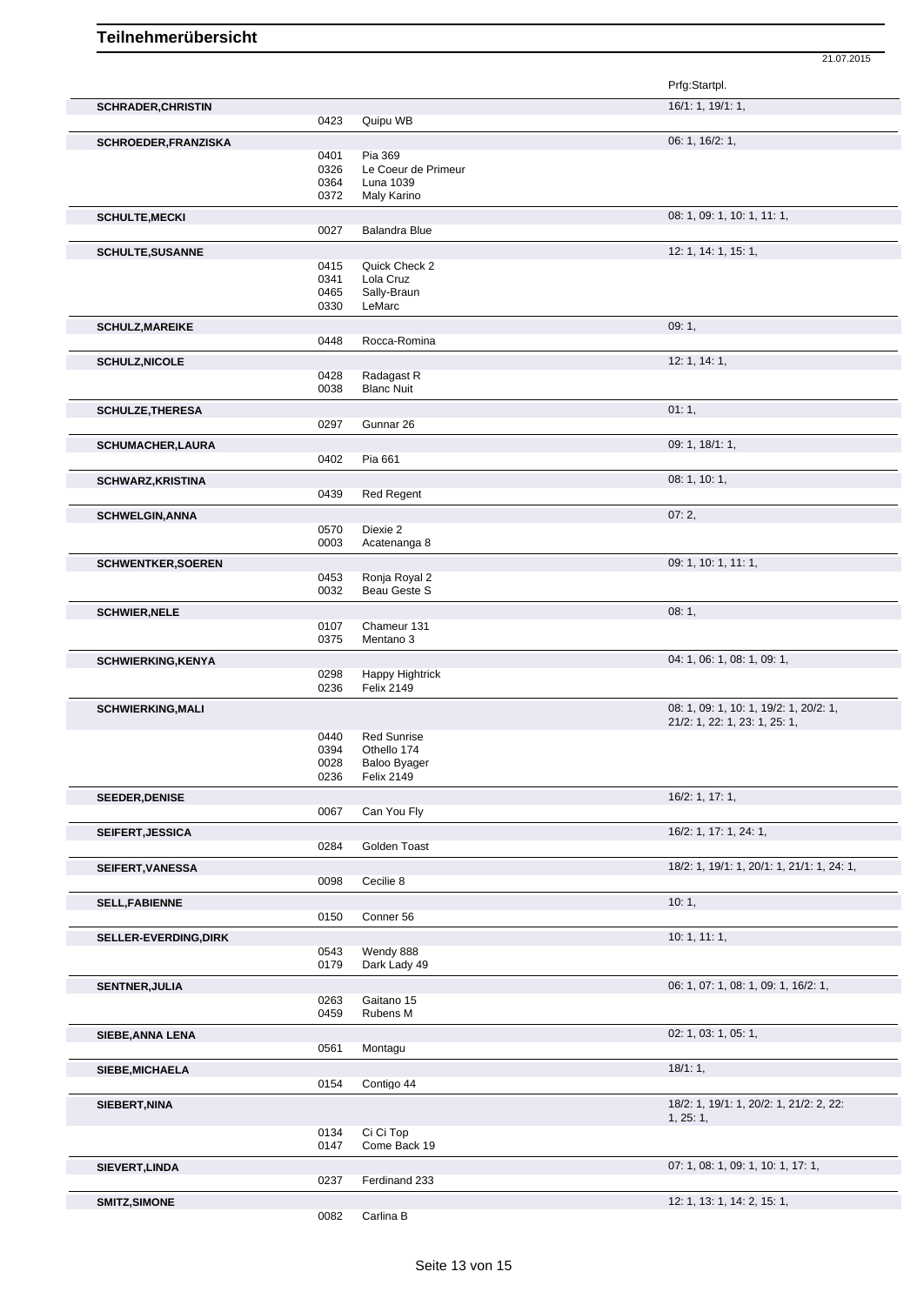# Teilnehmerübersicht

21.07.2015

| Teilnehmer | Nr. | Pferd | Prfg:Startpl. |
|---|---|---|---|
| **SCHRADER,CHRISTIN** | | | 16/1: 1, 19/1: 1, |
| | 0423 | Quipu WB | |
| **SCHROEDER,FRANZISKA** | | | 06: 1, 16/2: 1, |
| | 0401 | Pia 369 | |
| | 0326 | Le Coeur de Primeur | |
| | 0364 | Luna 1039 | |
| | 0372 | Maly Karino | |
| **SCHULTE,MECKI** | | | 08: 1, 09: 1, 10: 1, 11: 1, |
| | 0027 | Balandra Blue | |
| **SCHULTE,SUSANNE** | | | 12: 1, 14: 1, 15: 1, |
| | 0415 | Quick Check 2 | |
| | 0341 | Lola Cruz | |
| | 0465 | Sally-Braun | |
| | 0330 | LeMarc | |
| **SCHULZ,MAREIKE** | | | 09: 1, |
| | 0448 | Rocca-Romina | |
| **SCHULZ,NICOLE** | | | 12: 1, 14: 1, |
| | 0428 | Radagast R | |
| | 0038 | Blanc Nuit | |
| **SCHULZE,THERESA** | | | 01: 1, |
| | 0297 | Gunnar 26 | |
| **SCHUMACHER,LAURA** | | | 09: 1, 18/1: 1, |
| | 0402 | Pia 661 | |
| **SCHWARZ,KRISTINA** | | | 08: 1, 10: 1, |
| | 0439 | Red Regent | |
| **SCHWELGIN,ANNA** | | | 07: 2, |
| | 0570 | Diexie 2 | |
| | 0003 | Acatenanga 8 | |
| **SCHWENTKER,SOEREN** | | | 09: 1, 10: 1, 11: 1, |
| | 0453 | Ronja Royal 2 | |
| | 0032 | Beau Geste S | |
| **SCHWIER,NELE** | | | 08: 1, |
| | 0107 | Chameur 131 | |
| | 0375 | Mentano 3 | |
| **SCHWIERKING,KENYA** | | | 04: 1, 06: 1, 08: 1, 09: 1, |
| | 0298 | Happy Hightrick | |
| | 0236 | Felix 2149 | |
| **SCHWIERKING,MALI** | | | 08: 1, 09: 1, 10: 1, 19/2: 1, 20/2: 1, 21/2: 1, 22: 1, 23: 1, 25: 1, |
| | 0440 | Red Sunrise | |
| | 0394 | Othello 174 | |
| | 0028 | Baloo Byager | |
| | 0236 | Felix 2149 | |
| **SEEDER,DENISE** | | | 16/2: 1, 17: 1, |
| | 0067 | Can You Fly | |
| **SEIFERT,JESSICA** | | | 16/2: 1, 17: 1, 24: 1, |
| | 0284 | Golden Toast | |
| **SEIFERT,VANESSA** | | | 18/2: 1, 19/1: 1, 20/1: 1, 21/1: 1, 24: 1, |
| | 0098 | Cecilie 8 | |
| **SELL,FABIENNE** | | | 10: 1, |
| | 0150 | Conner 56 | |
| **SELLER-EVERDING,DIRK** | | | 10: 1, 11: 1, |
| | 0543 | Wendy 888 | |
| | 0179 | Dark Lady 49 | |
| **SENTNER,JULIA** | | | 06: 1, 07: 1, 08: 1, 09: 1, 16/2: 1, |
| | 0263 | Gaitano 15 | |
| | 0459 | Rubens M | |
| **SIEBE,ANNA LENA** | | | 02: 1, 03: 1, 05: 1, |
| | 0561 | Montagu | |
| **SIEBE,MICHAELA** | | | 18/1: 1, |
| | 0154 | Contigo 44 | |
| **SIEBERT,NINA** | | | 18/2: 1, 19/1: 1, 20/2: 1, 21/2: 2, 22: 1, 25: 1, |
| | 0134 | Ci Ci Top | |
| | 0147 | Come Back 19 | |
| **SIEVERT,LINDA** | | | 07: 1, 08: 1, 09: 1, 10: 1, 17: 1, |
| | 0237 | Ferdinand 233 | |
| **SMITZ,SIMONE** | | | 12: 1, 13: 1, 14: 2, 15: 1, |
| | 0082 | Carlina B | |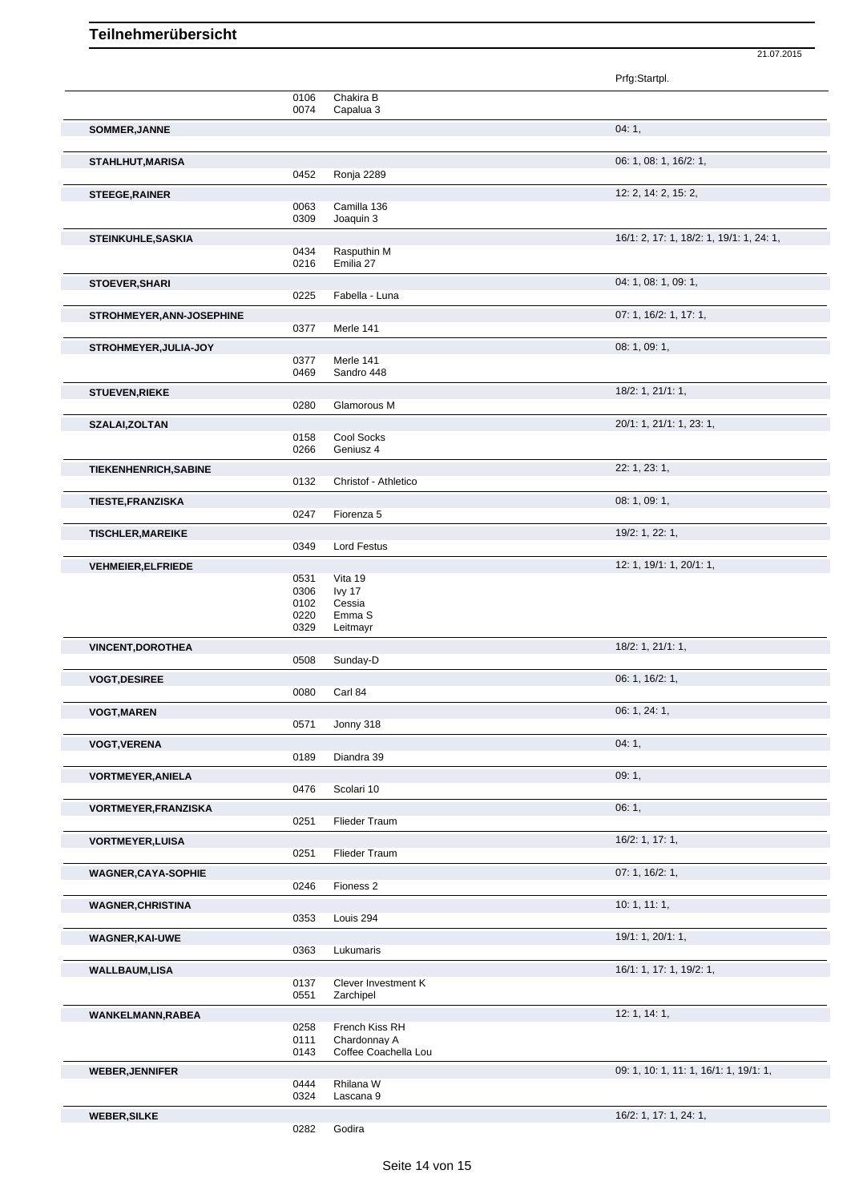# Teilnehmerübersicht

21.07.2015

| Name | Nr. | Pferd | Prfg:Startpl. |
|---|---|---|---|
| | 0106 | Chakira B | |
| | 0074 | Capalua 3 | |
| **SOMMER,JANNE** | | | 04: 1, |
| **STAHLHUT,MARISA** | | | 06: 1, 08: 1, 16/2: 1, |
| | 0452 | Ronja 2289 | |
| **STEEGE,RAINER** | | | 12: 2, 14: 2, 15: 2, |
| | 0063 | Camilla 136 | |
| | 0309 | Joaquin 3 | |
| **STEINKUHLE,SASKIA** | | | 16/1: 2, 17: 1, 18/2: 1, 19/1: 1, 24: 1, |
| | 0434 | Rasputhin M | |
| | 0216 | Emilia 27 | |
| **STOEVER,SHARI** | | | 04: 1, 08: 1, 09: 1, |
| | 0225 | Fabella - Luna | |
| **STROHMEYER,ANN-JOSEPHINE** | | | 07: 1, 16/2: 1, 17: 1, |
| | 0377 | Merle 141 | |
| **STROHMEYER,JULIA-JOY** | | | 08: 1, 09: 1, |
| | 0377 | Merle 141 | |
| | 0469 | Sandro 448 | |
| **STUEVEN,RIEKE** | | | 18/2: 1, 21/1: 1, |
| | 0280 | Glamorous M | |
| **SZALAI,ZOLTAN** | | | 20/1: 1, 21/1: 1, 23: 1, |
| | 0158 | Cool Socks | |
| | 0266 | Geniusz 4 | |
| **TIEKENHENRICH,SABINE** | | | 22: 1, 23: 1, |
| | 0132 | Christof - Athletico | |
| **TIESTE,FRANZISKA** | | | 08: 1, 09: 1, |
| | 0247 | Fiorenza 5 | |
| **TISCHLER,MAREIKE** | | | 19/2: 1, 22: 1, |
| | 0349 | Lord Festus | |
| **VEHMEIER,ELFRIEDE** | | | 12: 1, 19/1: 1, 20/1: 1, |
| | 0531 | Vita 19 | |
| | 0306 | Ivy 17 | |
| | 0102 | Cessia | |
| | 0220 | Emma S | |
| | 0329 | Leitmayr | |
| **VINCENT,DOROTHEA** | | | 18/2: 1, 21/1: 1, |
| | 0508 | Sunday-D | |
| **VOGT,DESIREE** | | | 06: 1, 16/2: 1, |
| | 0080 | Carl 84 | |
| **VOGT,MAREN** | | | 06: 1, 24: 1, |
| | 0571 | Jonny 318 | |
| **VOGT,VERENA** | | | 04: 1, |
| | 0189 | Diandra 39 | |
| **VORTMEYER,ANIELA** | | | 09: 1, |
| | 0476 | Scolari 10 | |
| **VORTMEYER,FRANZISKA** | | | 06: 1, |
| | 0251 | Flieder Traum | |
| **VORTMEYER,LUISA** | | | 16/2: 1, 17: 1, |
| | 0251 | Flieder Traum | |
| **WAGNER,CAYA-SOPHIE** | | | 07: 1, 16/2: 1, |
| | 0246 | Fioness 2 | |
| **WAGNER,CHRISTINA** | | | 10: 1, 11: 1, |
| | 0353 | Louis 294 | |
| **WAGNER,KAI-UWE** | | | 19/1: 1, 20/1: 1, |
| | 0363 | Lukumaris | |
| **WALLBAUM,LISA** | | | 16/1: 1, 17: 1, 19/2: 1, |
| | 0137 | Clever Investment K | |
| | 0551 | Zarchipel | |
| **WANKELMANN,RABEA** | | | 12: 1, 14: 1, |
| | 0258 | French Kiss RH | |
| | 0111 | Chardonnay A | |
| | 0143 | Coffee Coachella Lou | |
| **WEBER,JENNIFER** | | | 09: 1, 10: 1, 11: 1, 16/1: 1, 19/1: 1, |
| | 0444 | Rhilana W | |
| | 0324 | Lascana 9 | |
| **WEBER,SILKE** | | | 16/2: 1, 17: 1, 24: 1, |
| | 0282 | Godira | |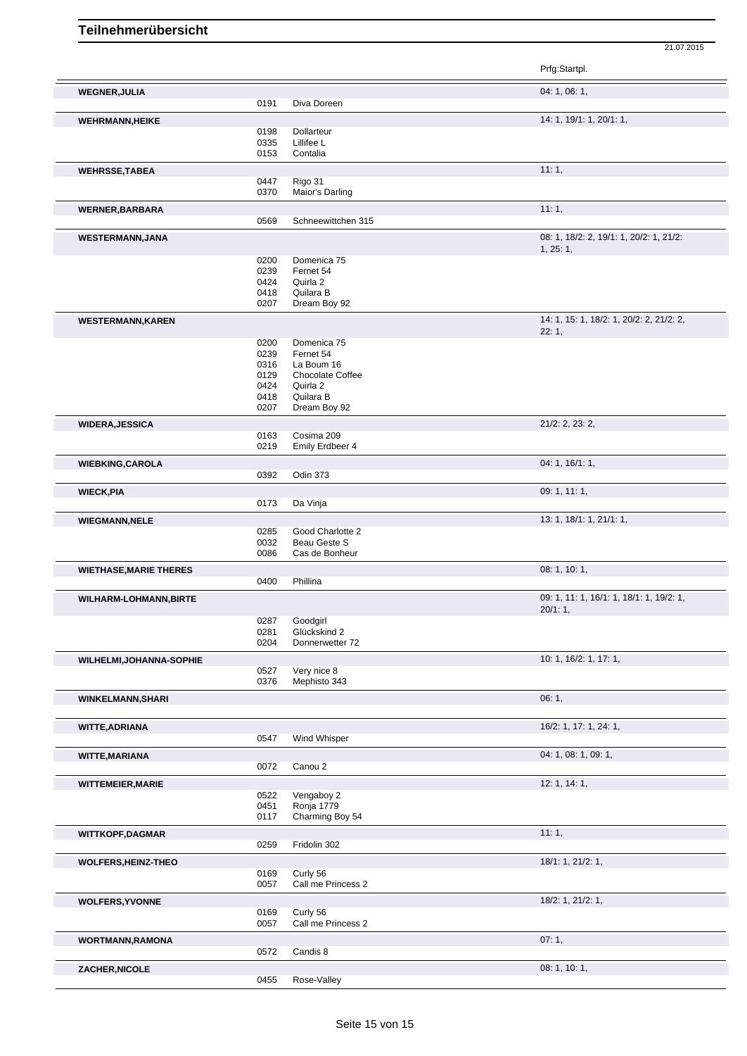# Teilnehmerübersicht

21.07.2015

| | | | Prfg:Startpl. |
|---|---|---|---|
| **WEGNER,JULIA** | | | 04: 1, 06: 1, |
| | 0191 | Diva Doreen | |
| **WEHRMANN,HEIKE** | | | 14: 1, 19/1: 1, 20/1: 1, |
| | 0198 | Dollarteur | |
| | 0335 | Lillifee L | |
| | 0153 | Contalia | |
| **WEHRSSE,TABEA** | | | 11: 1, |
| | 0447 | Rigo 31 | |
| | 0370 | Maior's Darling | |
| **WERNER,BARBARA** | | | 11: 1, |
| | 0569 | Schneewittchen 315 | |
| **WESTERMANN,JANA** | | | 08: 1, 18/2: 2, 19/1: 1, 20/2: 1, 21/2: 1, 25: 1, |
| | 0200 | Domenica 75 | |
| | 0239 | Fernet 54 | |
| | 0424 | Quirla 2 | |
| | 0418 | Quilara B | |
| | 0207 | Dream Boy 92 | |
| **WESTERMANN,KAREN** | | | 14: 1, 15: 1, 18/2: 1, 20/2: 2, 21/2: 2, 22: 1, |
| | 0200 | Domenica 75 | |
| | 0239 | Fernet 54 | |
| | 0316 | La Boum 16 | |
| | 0129 | Chocolate Coffee | |
| | 0424 | Quirla 2 | |
| | 0418 | Quilara B | |
| | 0207 | Dream Boy 92 | |
| **WIDERA,JESSICA** | | | 21/2: 2, 23: 2, |
| | 0163 | Cosima 209 | |
| | 0219 | Emily Erdbeer 4 | |
| **WIEBKING,CAROLA** | | | 04: 1, 16/1: 1, |
| | 0392 | Odin 373 | |
| **WIECK,PIA** | | | 09: 1, 11: 1, |
| | 0173 | Da Vinja | |
| **WIEGMANN,NELE** | | | 13: 1, 18/1: 1, 21/1: 1, |
| | 0285 | Good Charlotte 2 | |
| | 0032 | Beau Geste S | |
| | 0086 | Cas de Bonheur | |
| **WIETHASE,MARIE THERES** | | | 08: 1, 10: 1, |
| | 0400 | Phillina | |
| **WILHARM-LOHMANN,BIRTE** | | | 09: 1, 11: 1, 16/1: 1, 18/1: 1, 19/2: 1, 20/1: 1, |
| | 0287 | Goodgirl | |
| | 0281 | Glückskind 2 | |
| | 0204 | Donnerwetter 72 | |
| **WILHELMI,JOHANNA-SOPHIE** | | | 10: 1, 16/2: 1, 17: 1, |
| | 0527 | Very nice 8 | |
| | 0376 | Mephisto 343 | |
| **WINKELMANN,SHARI** | | | 06: 1, |
| **WITTE,ADRIANA** | | | 16/2: 1, 17: 1, 24: 1, |
| | 0547 | Wind Whisper | |
| **WITTE,MARIANA** | | | 04: 1, 08: 1, 09: 1, |
| | 0072 | Canou 2 | |
| **WITTEMEIER,MARIE** | | | 12: 1, 14: 1, |
| | 0522 | Vengaboy 2 | |
| | 0451 | Ronja 1779 | |
| | 0117 | Charming Boy 54 | |
| **WITTKOPF,DAGMAR** | | | 11: 1, |
| | 0259 | Fridolin 302 | |
| **WOLFERS,HEINZ-THEO** | | | 18/1: 1, 21/2: 1, |
| | 0169 | Curly 56 | |
| | 0057 | Call me Princess 2 | |
| **WOLFERS,YVONNE** | | | 18/2: 1, 21/2: 1, |
| | 0169 | Curly 56 | |
| | 0057 | Call me Princess 2 | |
| **WORTMANN,RAMONA** | | | 07: 1, |
| | 0572 | Candis 8 | |
| **ZACHER,NICOLE** | | | 08: 1, 10: 1, |
| | 0455 | Rose-Valley | |